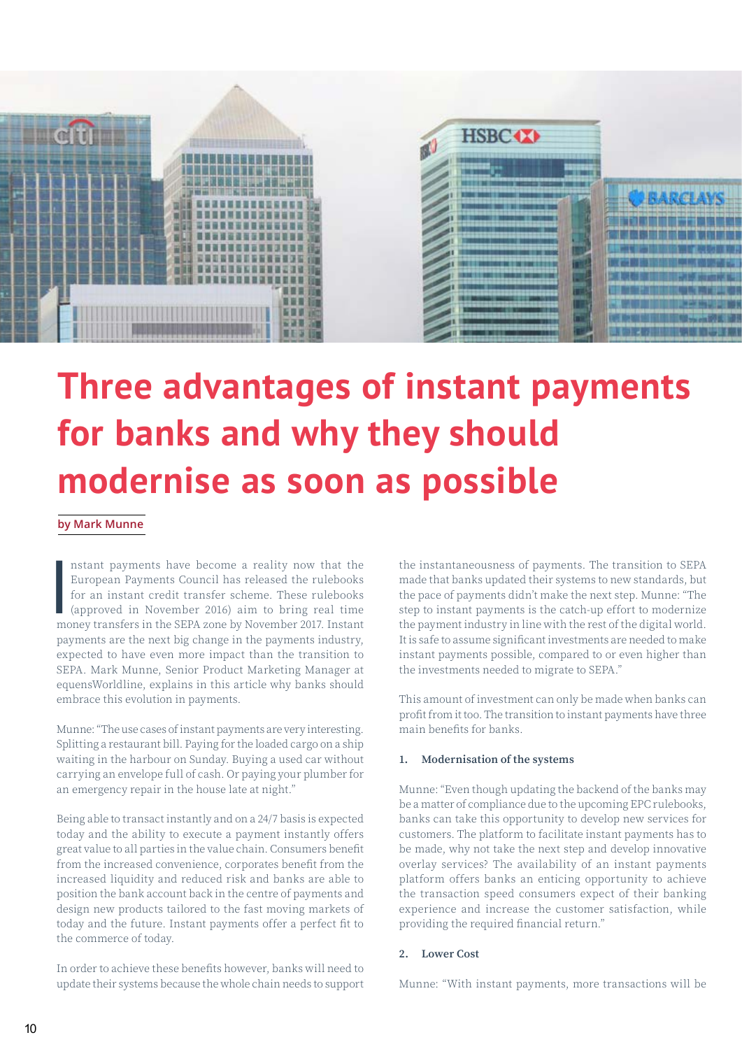# Three advantages of instant payments for banks and why they should modernise as soon as possible

**by Mark Munne**

Instant payments have become a reality now that the European Payments Council has released the rulebooks for an instant credit transfer scheme. These rulebooks (approved in November 2016) aim to bring real time money transfers in the SEPA zone by November 2017. Instant payments are the next big change in the payments industry, expected to have even more impact than the transition to SEPA. Mark Munne, Senior Product Marketing Manager at equensWorldline, explains in this article why banks should embrace this evolution in payments.

Munne: "The use cases of instant payments are very interesting. Splitting a restaurant bill. Paying for the loaded cargo on a ship waiting in the harbour on Sunday. Buying a used car without carrying an envelope full of cash. Or paying your plumber for an emergency repair in the house late at night."

Being able to transact instantly and on a 24/7 basis is expected today and the ability to execute a payment instantly offers great value to all parties in the value chain. Consumers benefit from the increased convenience, corporates benefit from the increased liquidity and reduced risk and banks are able to position the bank account back in the centre of payments and design new products tailored to the fast moving markets of today and the future. Instant payments offer a perfect fit to the commerce of today.

In order to achieve these benefits however, banks will need to update their systems because the whole chain needs to support the instantaneousness of payments. The transition to SEPA made that banks updated their systems to new standards, but the pace of payments didn't make the next step. Munne: "The step to instant payments is the catch-up effort to modernize the payment industry in line with the rest of the digital world. It is safe to assume significant investments are needed to make instant payments possible, compared to or even higher than the investments needed to migrate to SEPA."

This amount of investment can only be made when banks can profit from it too. The transition to instant payments have three main benefits for banks.

### 1. Modernisation of the systems

Munne: "Even though updating the backend of the banks may be a matter of compliance due to the upcoming EPC rulebooks, banks can take this opportunity to develop new services for customers. The platform to facilitate instant payments has to be made, why not take the next step and develop innovative overlay services? The availability of an instant payments platform offers banks an enticing opportunity to achieve the transaction speed consumers expect of their banking experience and increase the customer satisfaction, while providing the required financial return."

### 2. Lower Cost

Munne: "With instant payments, more transactions will be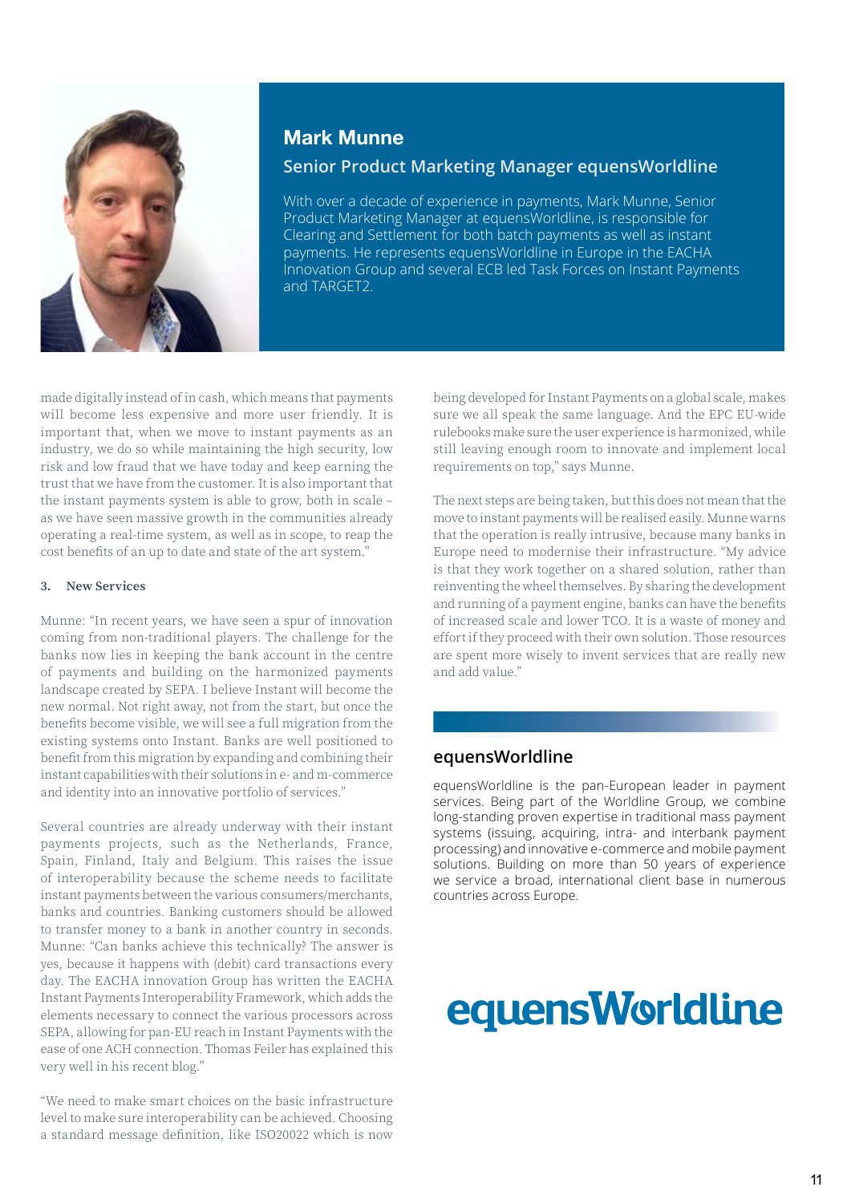## Mark Munne

### Senior Product Marketing Manager equensWorldline

With over a decade of experience in payments, Mark Munne, Senior Product Marketing Manager at equensWorldline, is responsible for Clearing and Settlement for both batch payments as well as instant payments. He represents equensWorldline in Europe in the EACHA Innovation Group and several ECB led Task Forces on Instant Payments and TARGET2.

made digitally instead of in cash, which means that payments will become less expensive and more user friendly. It is important that, when we move to instant payments as an industry, we do so while maintaining the high security, low risk and low fraud that we have today and keep earning the trust that we have from the customer. It is also important that the instant payments system is able to grow, both in scale – as we have seen massive growth in the communities already operating a real-time system, as well as in scope, to reap the cost benefits of an up to date and state of the art system."

**3. New Services**

Munne: "In recent years, we have seen a spur of innovation coming from non-traditional players. The challenge for the banks now lies in keeping the bank account in the centre of payments and building on the harmonized payments landscape created by SEPA. I believe Instant will become the new normal. Not right away, not from the start, but once the benefits become visible, we will see a full migration from the existing systems onto Instant. Banks are well positioned to benefit from this migration by expanding and combining their instant capabilities with their solutions in e- and m-commerce and identity into an innovative portfolio of services."

Several countries are already underway with their instant payments projects, such as the Netherlands, France, Spain, Finland, Italy and Belgium. This raises the issue of interoperability because the scheme needs to facilitate instant payments between the various consumers/merchants, banks and countries. Banking customers should be allowed to transfer money to a bank in another country in seconds. Munne: "Can banks achieve this technically? The answer is yes, because it happens with (debit) card transactions every day. The EACHA innovation Group has written the EACHA Instant Payments Interoperability Framework, which adds the elements necessary to connect the various processors across SEPA, allowing for pan-EU reach in Instant Payments with the ease of one ACH connection. Thomas Feiler has explained this very well in his recent blog."

"We need to make smart choices on the basic infrastructure level to make sure interoperability can be achieved. Choosing a standard message definition, like ISO20022 which is now being developed for Instant Payments on a global scale, makes sure we all speak the same language. And the EPC EU-wide rulebooks make sure the user experience is harmonized, while still leaving enough room to innovate and implement local requirements on top," says Munne.

The next steps are being taken, but this does not mean that the move to instant payments will be realised easily. Munne warns that the operation is really intrusive, because many banks in Europe need to modernise their infrastructure. "My advice is that they work together on a shared solution, rather than reinventing the wheel themselves. By sharing the development and running of a payment engine, banks can have the benefits of increased scale and lower TCO. It is a waste of money and effort if they proceed with their own solution. Those resources are spent more wisely to invent services that are really new and add value."

## equensWorldline

equensWorldline is the pan-European leader in payment services. Being part of the Worldline Group, we combine long-standing proven expertise in traditional mass payment systems (issuing, acquiring, intra- and interbank payment processing) and innovative e-commerce and mobile payment solutions. Building on more than 50 years of experience we service a broad, international client base in numerous countries across Europe.

equensWorldline